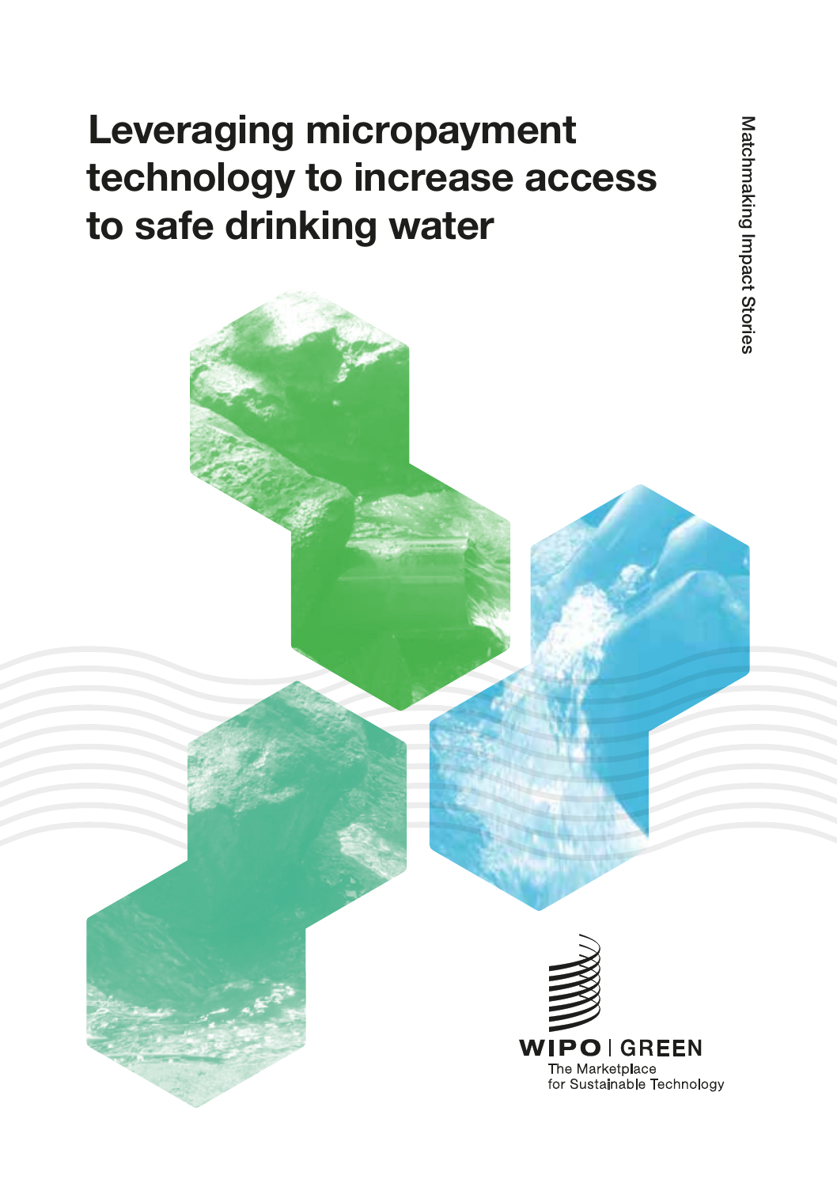# Leveraging micropayment technology to increase access to safe drinking water

Matchmaking Impact Stories

WIPO | GREEN

The Marketplace for Sustainable Technology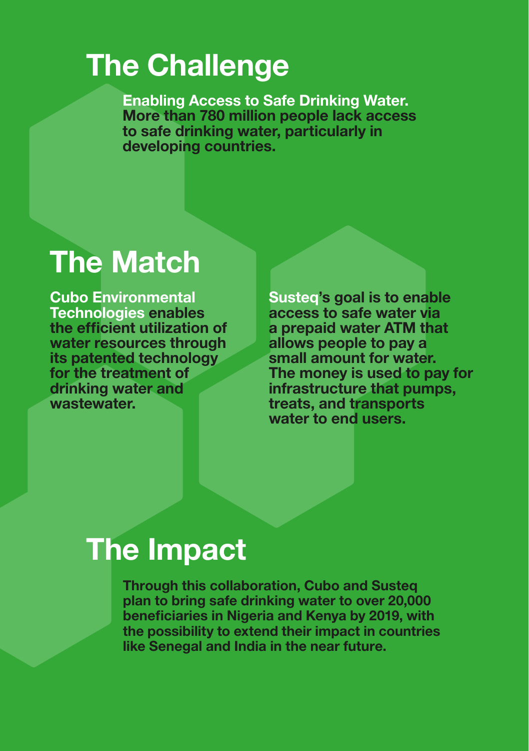# The Challenge

**Enabling Access to Safe Drinking Water.** More than 780 million people lack access to safe drinking water, particularly in developing countries.

# The Match

**Cubo Environmental Technologies** enables the efficient utilization of water resources through its patented technology for the treatment of drinking water and wastewater.

**Susteq**'s goal is to enable access to safe water via a prepaid water ATM that allows people to pay a small amount for water. The money is used to pay for infrastructure that pumps, treats, and transports water to end users.

# The Impact

Through this collaboration, Cubo and Susteq plan to bring safe drinking water to over 20,000 beneficiaries in Nigeria and Kenya by 2019, with the possibility to extend their impact in countries like Senegal and India in the near future.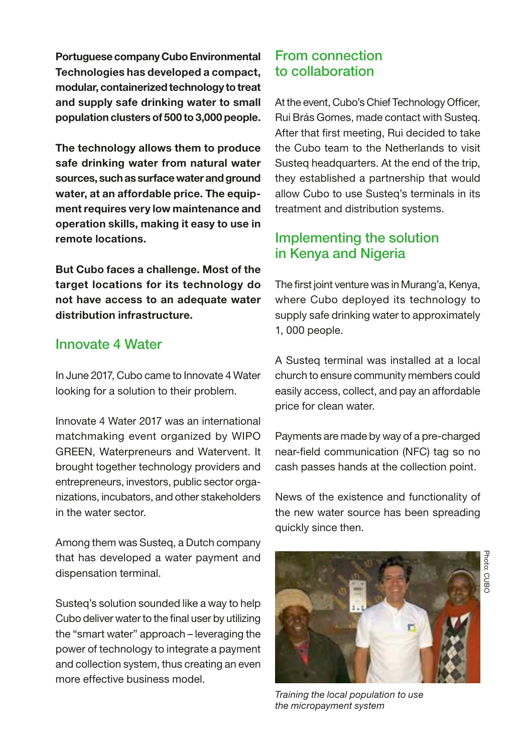**Portuguese company Cubo Environmental Technologies has developed a compact, modular, containerized technology to treat and supply safe drinking water to small population clusters of 500 to 3,000 people.**

**The technology allows them to produce safe drinking water from natural water sources, such as surface water and ground water, at an affordable price. The equipment requires very low maintenance and operation skills, making it easy to use in remote locations.**

**But Cubo faces a challenge. Most of the target locations for its technology do not have access to an adequate water distribution infrastructure.**

## Innovate 4 Water

In June 2017, Cubo came to Innovate 4 Water looking for a solution to their problem.

Innovate 4 Water 2017 was an international matchmaking event organized by WIPO GREEN, Waterpreneurs and Watervent. It brought together technology providers and entrepreneurs, investors, public sector organizations, incubators, and other stakeholders in the water sector.

Among them was Susteq, a Dutch company that has developed a water payment and dispensation terminal.

Susteq's solution sounded like a way to help Cubo deliver water to the final user by utilizing the "smart water" approach – leveraging the power of technology to integrate a payment and collection system, thus creating an even more effective business model.

## From connection to collaboration

At the event, Cubo's Chief Technology Officer, Rui Brás Gomes, made contact with Susteq. After that first meeting, Rui decided to take the Cubo team to the Netherlands to visit Susteq headquarters. At the end of the trip, they established a partnership that would allow Cubo to use Susteq's terminals in its treatment and distribution systems.

## Implementing the solution in Kenya and Nigeria

The first joint venture was in Murang'a, Kenya, where Cubo deployed its technology to supply safe drinking water to approximately 1, 000 people.

A Susteq terminal was installed at a local church to ensure community members could easily access, collect, and pay an affordable price for clean water.

Payments are made by way of a pre-charged near-field communication (NFC) tag so no cash passes hands at the collection point.

News of the existence and functionality of the new water source has been spreading quickly since then.

Photo: CUBO

*Training the local population to use the micropayment system*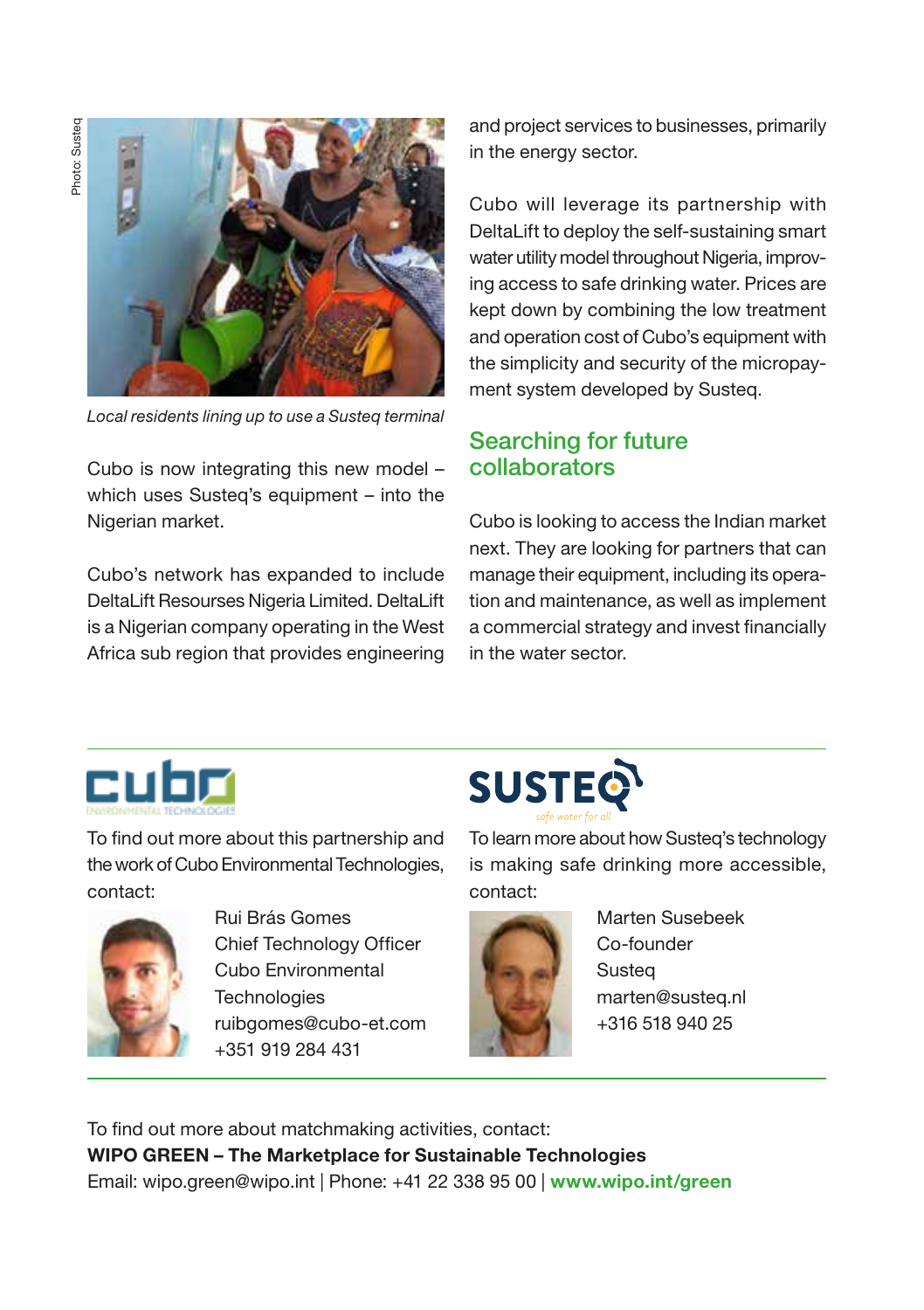Photo: Susteq

*Local residents lining up to use a Susteq terminal*

Cubo is now integrating this new model – which uses Susteq's equipment – into the Nigerian market.

Cubo's network has expanded to include DeltaLift Resourses Nigeria Limited. DeltaLift is a Nigerian company operating in the West Africa sub region that provides engineering and project services to businesses, primarily in the energy sector.

Cubo will leverage its partnership with DeltaLift to deploy the self-sustaining smart water utility model throughout Nigeria, improving access to safe drinking water. Prices are kept down by combining the low treatment and operation cost of Cubo's equipment with the simplicity and security of the micropayment system developed by Susteq.

## Searching for future collaborators

Cubo is looking to access the Indian market next. They are looking for partners that can manage their equipment, including its operation and maintenance, as well as implement a commercial strategy and invest financially in the water sector.

cubo ENVIRONMENTAL TECHNOLOGIES

To find out more about this partnership and the work of Cubo Environmental Technologies, contact:

Rui Brás Gomes
Chief Technology Officer
Cubo Environmental Technologies
ruibgomes@cubo-et.com
+351 919 284 431

SUSTEQ safe water for all

To learn more about how Susteq's technology is making safe drinking more accessible, contact:

Marten Susebeek
Co-founder
Susteq
marten@susteq.nl
+316 518 940 25

To find out more about matchmaking activities, contact:
**WIPO GREEN – The Marketplace for Sustainable Technologies**
Email: wipo.green@wipo.int | Phone: +41 22 338 95 00 | **www.wipo.int/green**